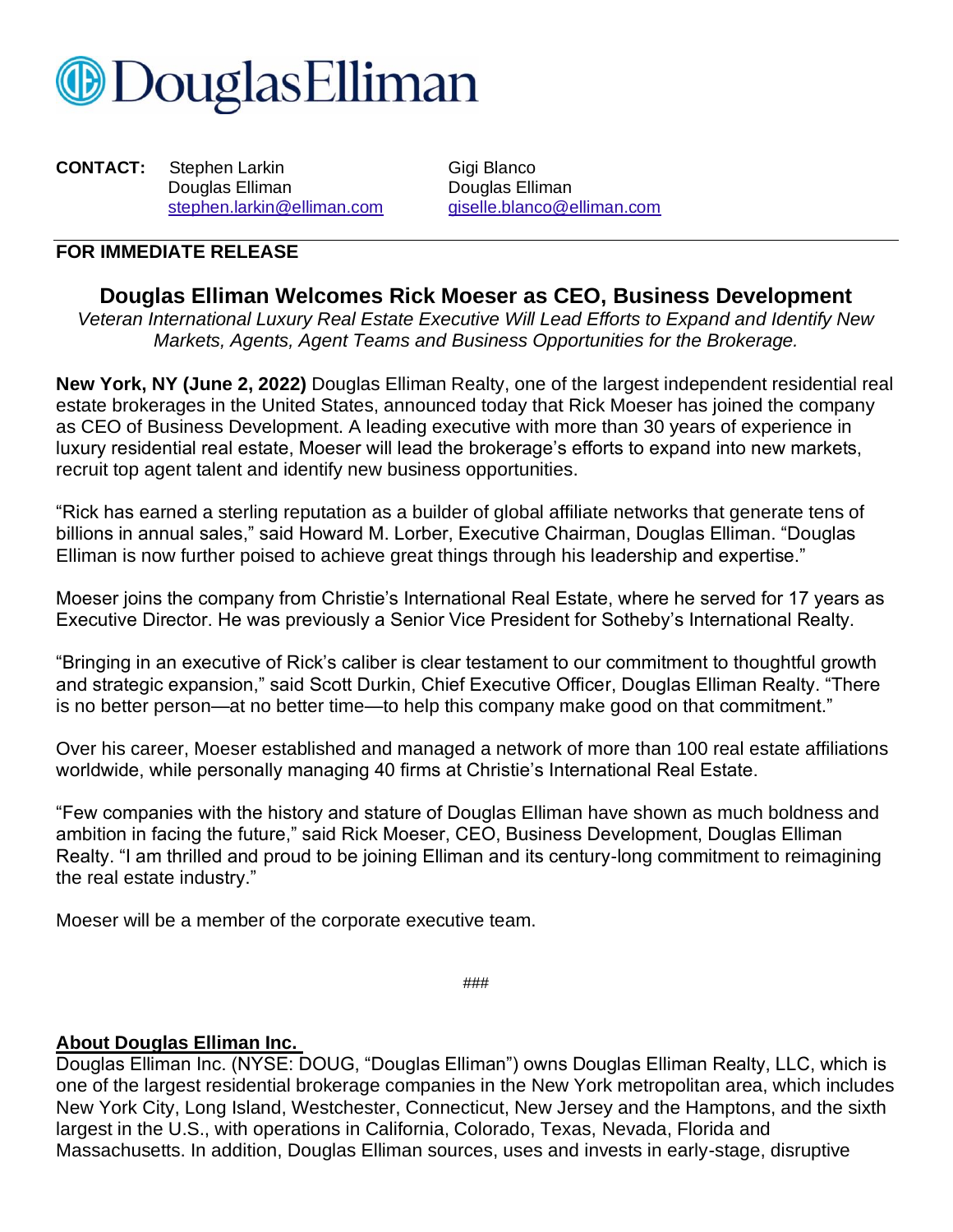# DouglasElliman

**CONTACT:** Stephen Larkin
Douglas Elliman
stephen.larkin@elliman.com

Gigi Blanco
Douglas Elliman
giselle.blanco@elliman.com

**FOR IMMEDIATE RELEASE**

## Douglas Elliman Welcomes Rick Moeser as CEO, Business Development

*Veteran International Luxury Real Estate Executive Will Lead Efforts to Expand and Identify New Markets, Agents, Agent Teams and Business Opportunities for the Brokerage.*

**New York, NY (June 2, 2022)** Douglas Elliman Realty, one of the largest independent residential real estate brokerages in the United States, announced today that Rick Moeser has joined the company as CEO of Business Development. A leading executive with more than 30 years of experience in luxury residential real estate, Moeser will lead the brokerage's efforts to expand into new markets, recruit top agent talent and identify new business opportunities.

"Rick has earned a sterling reputation as a builder of global affiliate networks that generate tens of billions in annual sales," said Howard M. Lorber, Executive Chairman, Douglas Elliman. "Douglas Elliman is now further poised to achieve great things through his leadership and expertise."

Moeser joins the company from Christie's International Real Estate, where he served for 17 years as Executive Director. He was previously a Senior Vice President for Sotheby's International Realty.

"Bringing in an executive of Rick's caliber is clear testament to our commitment to thoughtful growth and strategic expansion," said Scott Durkin, Chief Executive Officer, Douglas Elliman Realty. "There is no better person—at no better time—to help this company make good on that commitment."

Over his career, Moeser established and managed a network of more than 100 real estate affiliations worldwide, while personally managing 40 firms at Christie's International Real Estate.

"Few companies with the history and stature of Douglas Elliman have shown as much boldness and ambition in facing the future," said Rick Moeser, CEO, Business Development, Douglas Elliman Realty. "I am thrilled and proud to be joining Elliman and its century-long commitment to reimagining the real estate industry."

Moeser will be a member of the corporate executive team.

###

**About Douglas Elliman Inc.**

Douglas Elliman Inc. (NYSE: DOUG, "Douglas Elliman") owns Douglas Elliman Realty, LLC, which is one of the largest residential brokerage companies in the New York metropolitan area, which includes New York City, Long Island, Westchester, Connecticut, New Jersey and the Hamptons, and the sixth largest in the U.S., with operations in California, Colorado, Texas, Nevada, Florida and Massachusetts. In addition, Douglas Elliman sources, uses and invests in early-stage, disruptive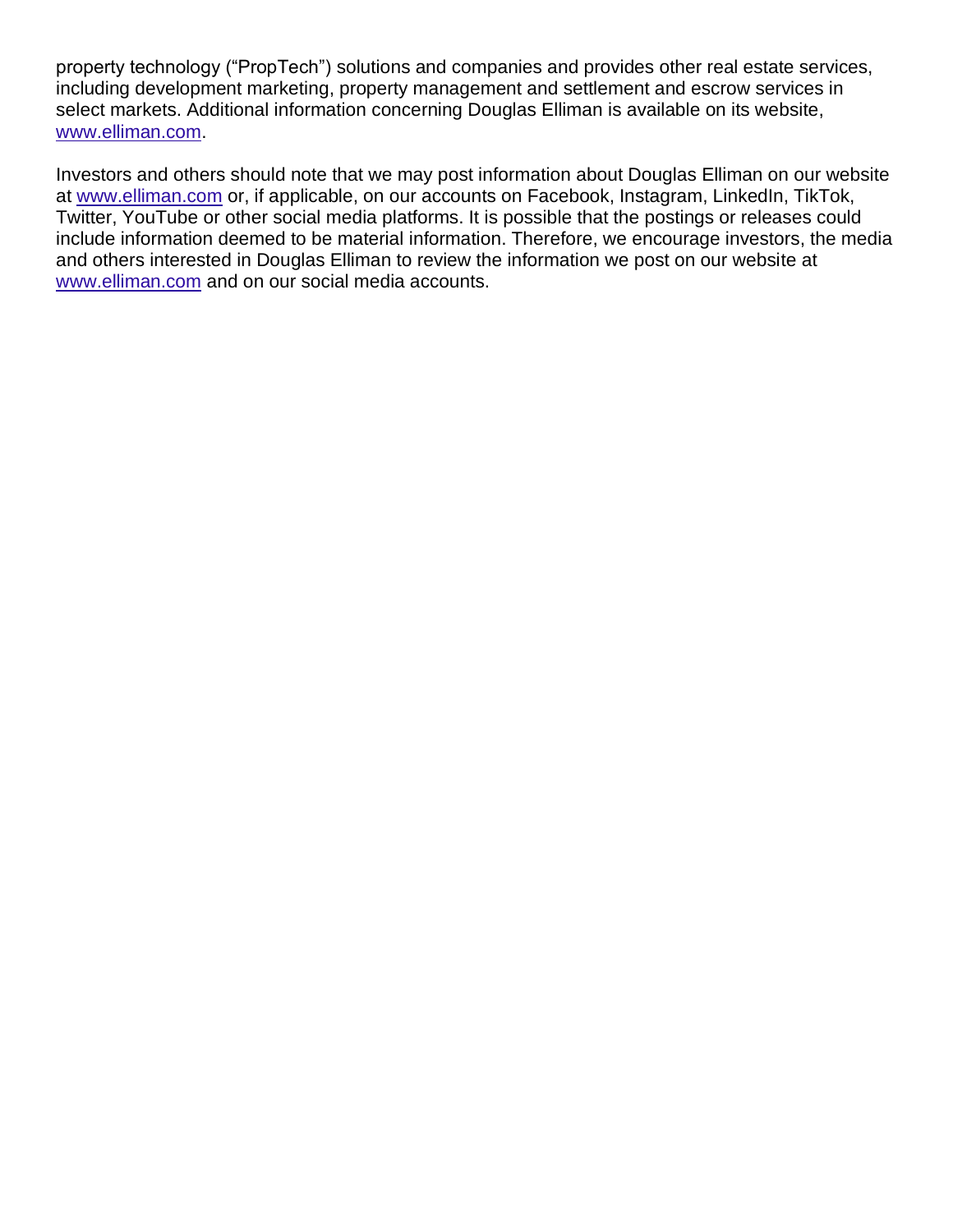property technology ("PropTech") solutions and companies and provides other real estate services, including development marketing, property management and settlement and escrow services in select markets. Additional information concerning Douglas Elliman is available on its website, www.elliman.com.

Investors and others should note that we may post information about Douglas Elliman on our website at www.elliman.com or, if applicable, on our accounts on Facebook, Instagram, LinkedIn, TikTok, Twitter, YouTube or other social media platforms. It is possible that the postings or releases could include information deemed to be material information. Therefore, we encourage investors, the media and others interested in Douglas Elliman to review the information we post on our website at www.elliman.com and on our social media accounts.